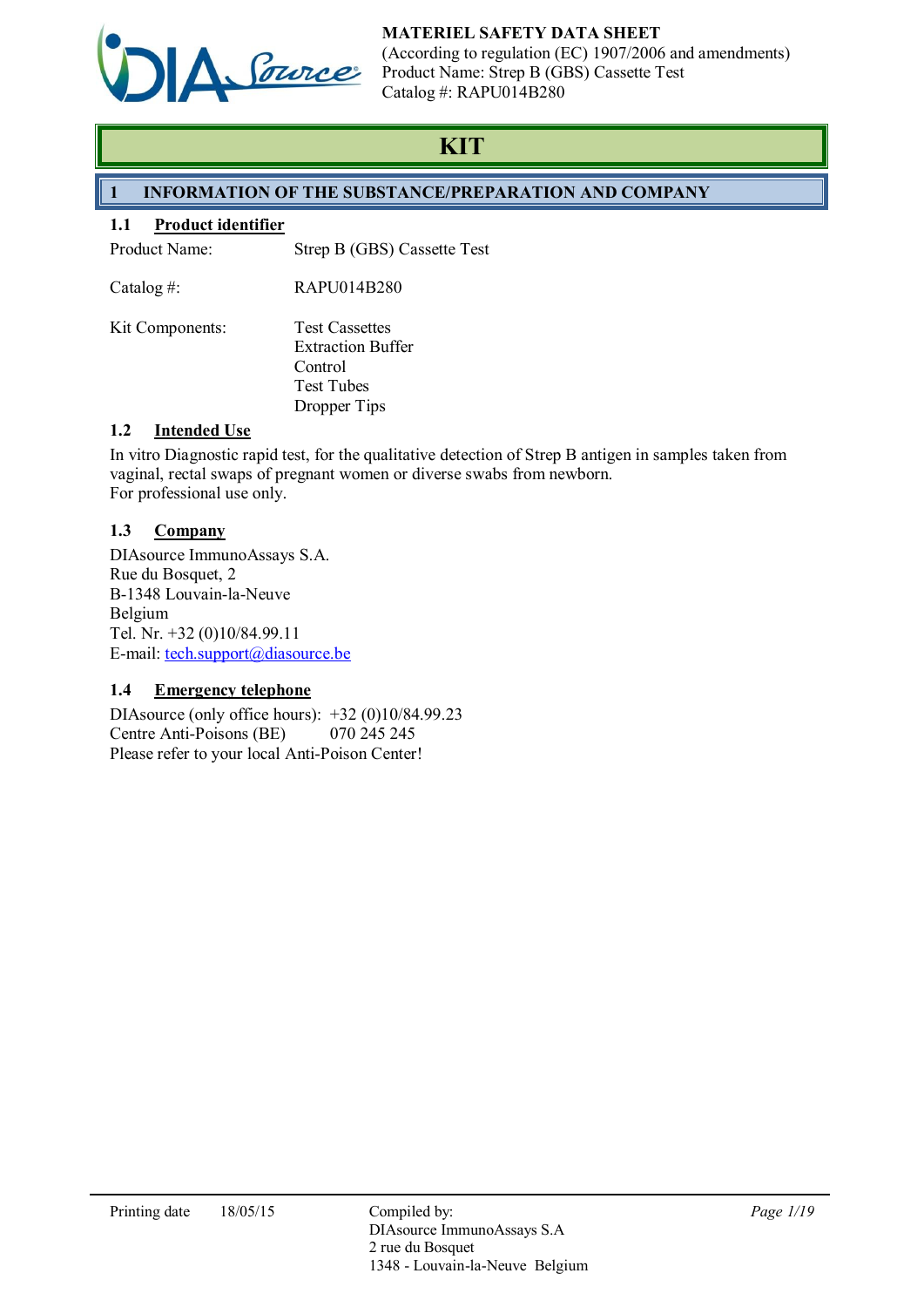**MATERIEL SAFETY DATA SHEET**
(According to regulation (EC) 1907/2006 and amendments)
Product Name: Strep B (GBS) Cassette Test
Catalog #: RAPU014B280

# KIT

## 1 INFORMATION OF THE SUBSTANCE/PREPARATION AND COMPANY

### 1.1 Product identifier

Product Name: Strep B (GBS) Cassette Test

Catalog #: RAPU014B280

Kit Components:
- Test Cassettes
- Extraction Buffer
- Control
- Test Tubes
- Dropper Tips

### 1.2 Intended Use

In vitro Diagnostic rapid test, for the qualitative detection of Strep B antigen in samples taken from vaginal, rectal swaps of pregnant women or diverse swabs from newborn.
For professional use only.

### 1.3 Company

DIAsource ImmunoAssays S.A.
Rue du Bosquet, 2
B-1348 Louvain-la-Neuve
Belgium
Tel. Nr. +32 (0)10/84.99.11
E-mail: tech.support@diasource.be

### 1.4 Emergency telephone

DIAsource (only office hours): +32 (0)10/84.99.23
Centre Anti-Poisons (BE) 070 245 245
Please refer to your local Anti-Poison Center!

Printing date 18/05/15

Compiled by:
DIAsource ImmunoAssays S.A
2 rue du Bosquet
1348 - Louvain-la-Neuve Belgium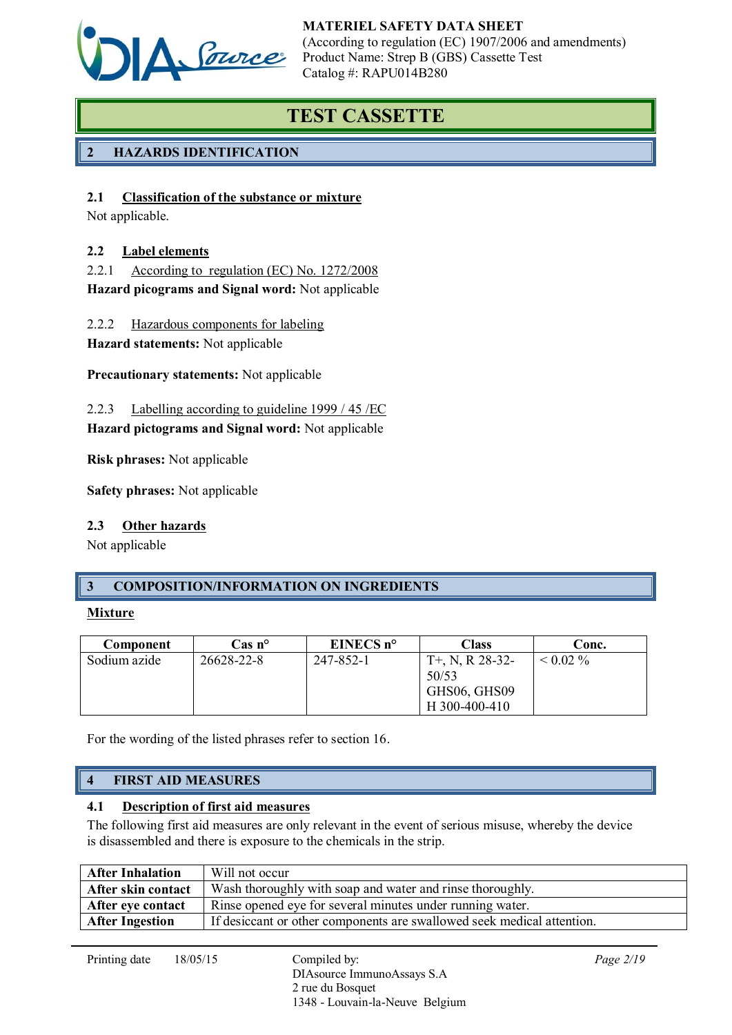# TEST CASSETTE

## 2 HAZARDS IDENTIFICATION

### 2.1 Classification of the substance or mixture

Not applicable.

### 2.2 Label elements

2.2.1 According to regulation (EC) No. 1272/2008

**Hazard picograms and Signal word:** Not applicable

2.2.2 Hazardous components for labeling

**Hazard statements:** Not applicable

**Precautionary statements:** Not applicable

2.2.3 Labelling according to guideline 1999 / 45 /EC

**Hazard pictograms and Signal word:** Not applicable

**Risk phrases:** Not applicable

**Safety phrases:** Not applicable

### 2.3 Other hazards

Not applicable

## 3 COMPOSITION/INFORMATION ON INGREDIENTS

**Mixture**

| Component | Cas n° | EINECS n° | Class | Conc. |
|---|---|---|---|---|
| Sodium azide | 26628-22-8 | 247-852-1 | T+, N, R 28-32-50/53<br>GHS06, GHS09<br>H 300-400-410 | < 0.02 % |

For the wording of the listed phrases refer to section 16.

## 4 FIRST AID MEASURES

### 4.1 Description of first aid measures

The following first aid measures are only relevant in the event of serious misuse, whereby the device is disassembled and there is exposure to the chemicals in the strip.

| | |
|---|---|
| **After Inhalation** | Will not occur |
| **After skin contact** | Wash thoroughly with soap and water and rinse thoroughly. |
| **After eye contact** | Rinse opened eye for several minutes under running water. |
| **After Ingestion** | If desiccant or other components are swallowed seek medical attention. |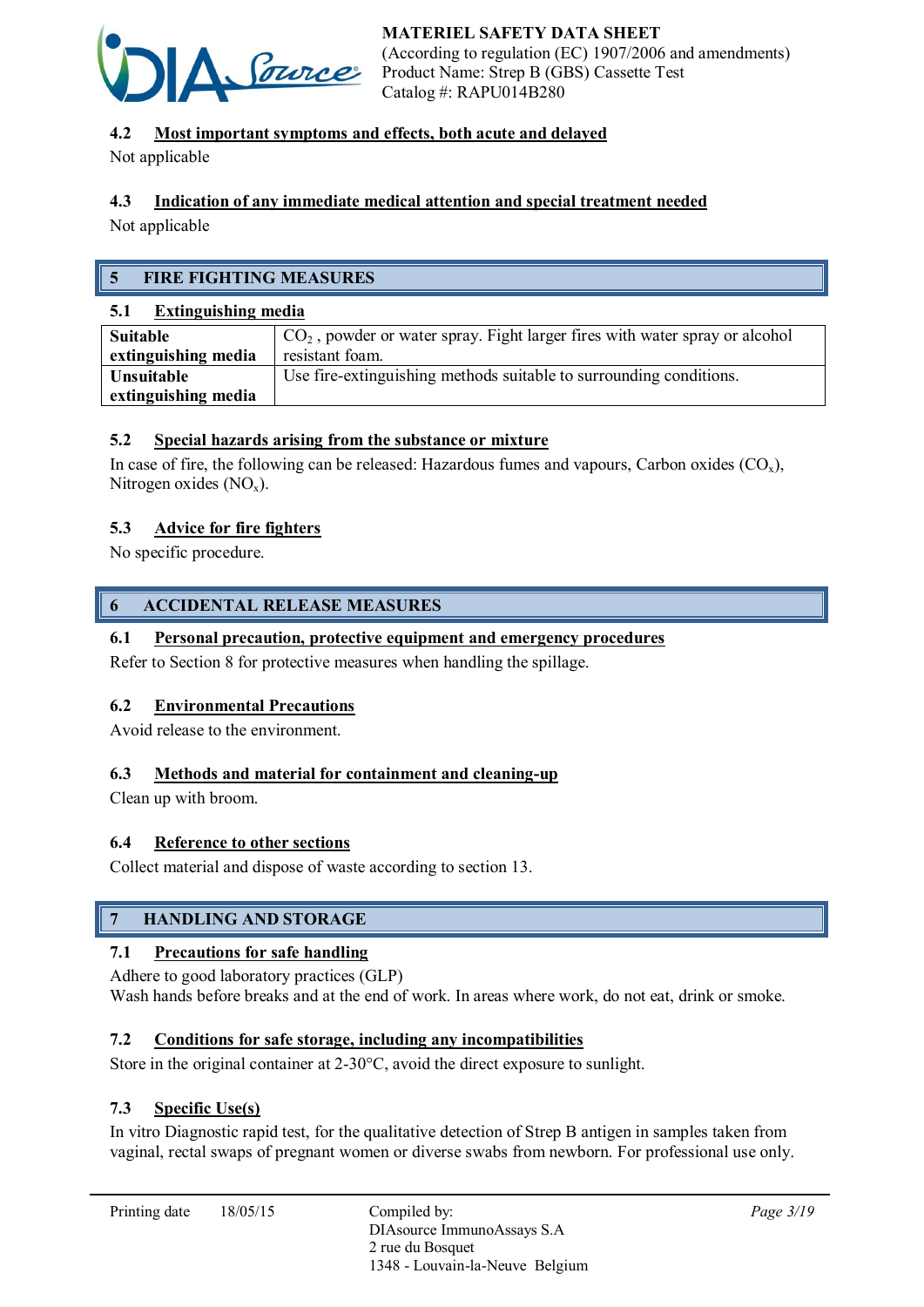### 4.2 Most important symptoms and effects, both acute and delayed

Not applicable

### 4.3 Indication of any immediate medical attention and special treatment needed

Not applicable

## 5 FIRE FIGHTING MEASURES

### 5.1 Extinguishing media

| | |
|---|---|
| **Suitable extinguishing media** | $CO_2$ , powder or water spray. Fight larger fires with water spray or alcohol resistant foam. |
| **Unsuitable extinguishing media** | Use fire-extinguishing methods suitable to surrounding conditions. |

### 5.2 Special hazards arising from the substance or mixture

In case of fire, the following can be released: Hazardous fumes and vapours, Carbon oxides ($CO_x$), Nitrogen oxides ($NO_x$).

### 5.3 Advice for fire fighters

No specific procedure.

## 6 ACCIDENTAL RELEASE MEASURES

### 6.1 Personal precaution, protective equipment and emergency procedures

Refer to Section 8 for protective measures when handling the spillage.

### 6.2 Environmental Precautions

Avoid release to the environment.

### 6.3 Methods and material for containment and cleaning-up

Clean up with broom.

### 6.4 Reference to other sections

Collect material and dispose of waste according to section 13.

## 7 HANDLING AND STORAGE

### 7.1 Precautions for safe handling

Adhere to good laboratory practices (GLP)
Wash hands before breaks and at the end of work. In areas where work, do not eat, drink or smoke.

### 7.2 Conditions for safe storage, including any incompatibilities

Store in the original container at 2-30°C, avoid the direct exposure to sunlight.

### 7.3 Specific Use(s)

In vitro Diagnostic rapid test, for the qualitative detection of Strep B antigen in samples taken from vaginal, rectal swaps of pregnant women or diverse swabs from newborn. For professional use only.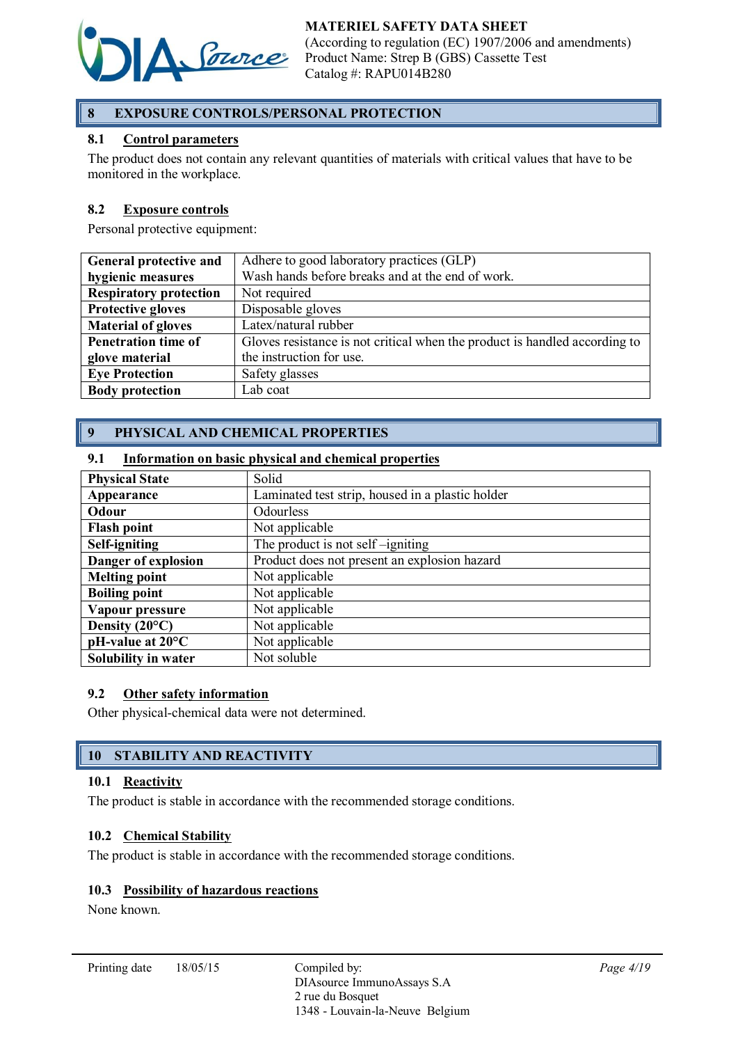## 8 EXPOSURE CONTROLS/PERSONAL PROTECTION

### 8.1 Control parameters

The product does not contain any relevant quantities of materials with critical values that have to be monitored in the workplace.

### 8.2 Exposure controls

Personal protective equipment:

| | |
|---|---|
| **General protective and hygienic measures** | Adhere to good laboratory practices (GLP) Wash hands before breaks and at the end of work. |
| **Respiratory protection** | Not required |
| **Protective gloves** | Disposable gloves |
| **Material of gloves** | Latex/natural rubber |
| **Penetration time of glove material** | Gloves resistance is not critical when the product is handled according to the instruction for use. |
| **Eye Protection** | Safety glasses |
| **Body protection** | Lab coat |

## 9 PHYSICAL AND CHEMICAL PROPERTIES

### 9.1 Information on basic physical and chemical properties

| | |
|---|---|
| **Physical State** | Solid |
| **Appearance** | Laminated test strip, housed in a plastic holder |
| **Odour** | Odourless |
| **Flash point** | Not applicable |
| **Self-igniting** | The product is not self –igniting |
| **Danger of explosion** | Product does not present an explosion hazard |
| **Melting point** | Not applicable |
| **Boiling point** | Not applicable |
| **Vapour pressure** | Not applicable |
| **Density (20°C)** | Not applicable |
| **pH-value at 20°C** | Not applicable |
| **Solubility in water** | Not soluble |

### 9.2 Other safety information

Other physical-chemical data were not determined.

## 10 STABILITY AND REACTIVITY

### 10.1 Reactivity

The product is stable in accordance with the recommended storage conditions.

### 10.2 Chemical Stability

The product is stable in accordance with the recommended storage conditions.

### 10.3 Possibility of hazardous reactions

None known.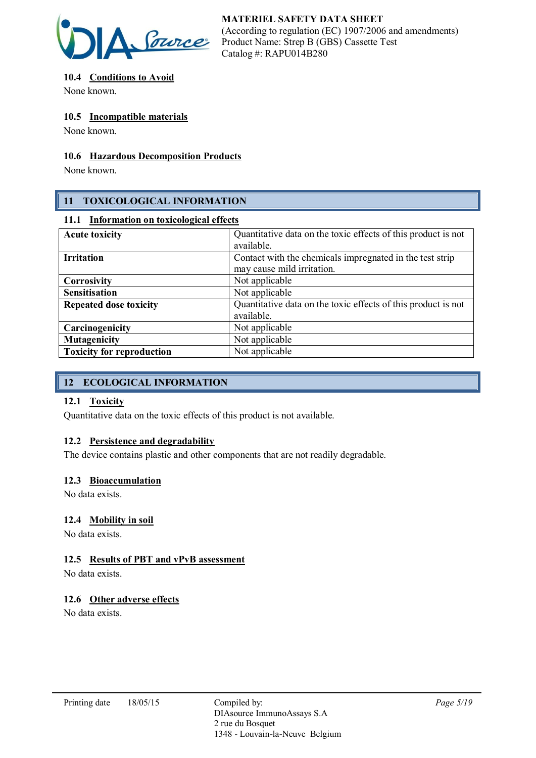### 10.4 Conditions to Avoid

None known.

### 10.5 Incompatible materials

None known.

### 10.6 Hazardous Decomposition Products

None known.

## 11 TOXICOLOGICAL INFORMATION

### 11.1 Information on toxicological effects

| | |
|---|---|
| **Acute toxicity** | Quantitative data on the toxic effects of this product is not available. |
| **Irritation** | Contact with the chemicals impregnated in the test strip may cause mild irritation. |
| **Corrosivity** | Not applicable |
| **Sensitisation** | Not applicable |
| **Repeated dose toxicity** | Quantitative data on the toxic effects of this product is not available. |
| **Carcinogenicity** | Not applicable |
| **Mutagenicity** | Not applicable |
| **Toxicity for reproduction** | Not applicable |

## 12 ECOLOGICAL INFORMATION

### 12.1 Toxicity

Quantitative data on the toxic effects of this product is not available.

### 12.2 Persistence and degradability

The device contains plastic and other components that are not readily degradable.

### 12.3 Bioaccumulation

No data exists.

### 12.4 Mobility in soil

No data exists.

### 12.5 Results of PBT and vPvB assessment

No data exists.

### 12.6 Other adverse effects

No data exists.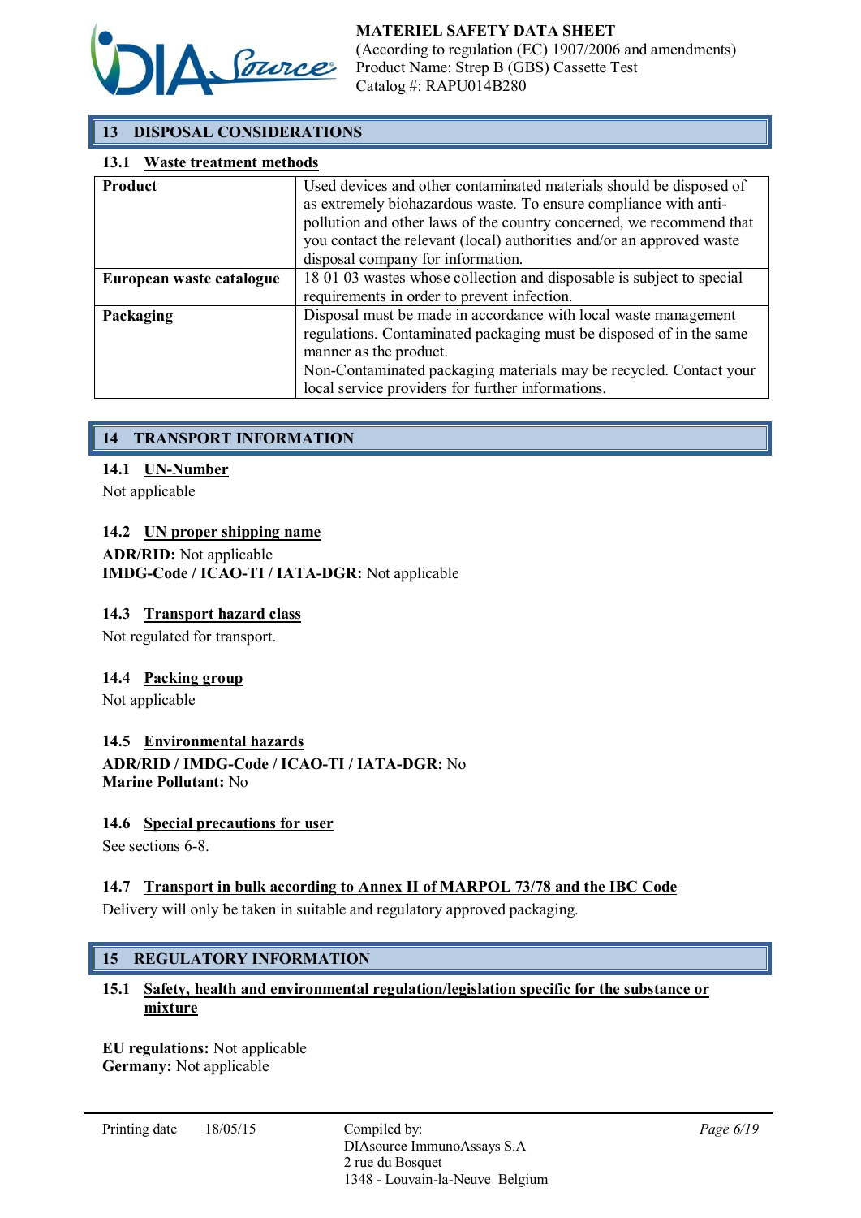## 13 DISPOSAL CONSIDERATIONS

### 13.1 Waste treatment methods

| | |
|---|---|
| **Product** | Used devices and other contaminated materials should be disposed of as extremely biohazardous waste. To ensure compliance with anti-pollution and other laws of the country concerned, we recommend that you contact the relevant (local) authorities and/or an approved waste disposal company for information. |
| **European waste catalogue** | 18 01 03 wastes whose collection and disposable is subject to special requirements in order to prevent infection. |
| **Packaging** | Disposal must be made in accordance with local waste management regulations. Contaminated packaging must be disposed of in the same manner as the product.<br>Non-Contaminated packaging materials may be recycled. Contact your local service providers for further informations. |

## 14 TRANSPORT INFORMATION

### 14.1 UN-Number

Not applicable

### 14.2 UN proper shipping name

**ADR/RID:** Not applicable
**IMDG-Code / ICAO-TI / IATA-DGR:** Not applicable

### 14.3 Transport hazard class

Not regulated for transport.

### 14.4 Packing group

Not applicable

### 14.5 Environmental hazards

**ADR/RID / IMDG-Code / ICAO-TI / IATA-DGR:** No
**Marine Pollutant:** No

### 14.6 Special precautions for user

See sections 6-8.

### 14.7 Transport in bulk according to Annex II of MARPOL 73/78 and the IBC Code

Delivery will only be taken in suitable and regulatory approved packaging.

## 15 REGULATORY INFORMATION

### 15.1 Safety, health and environmental regulation/legislation specific for the substance or mixture

**EU regulations:** Not applicable
**Germany:** Not applicable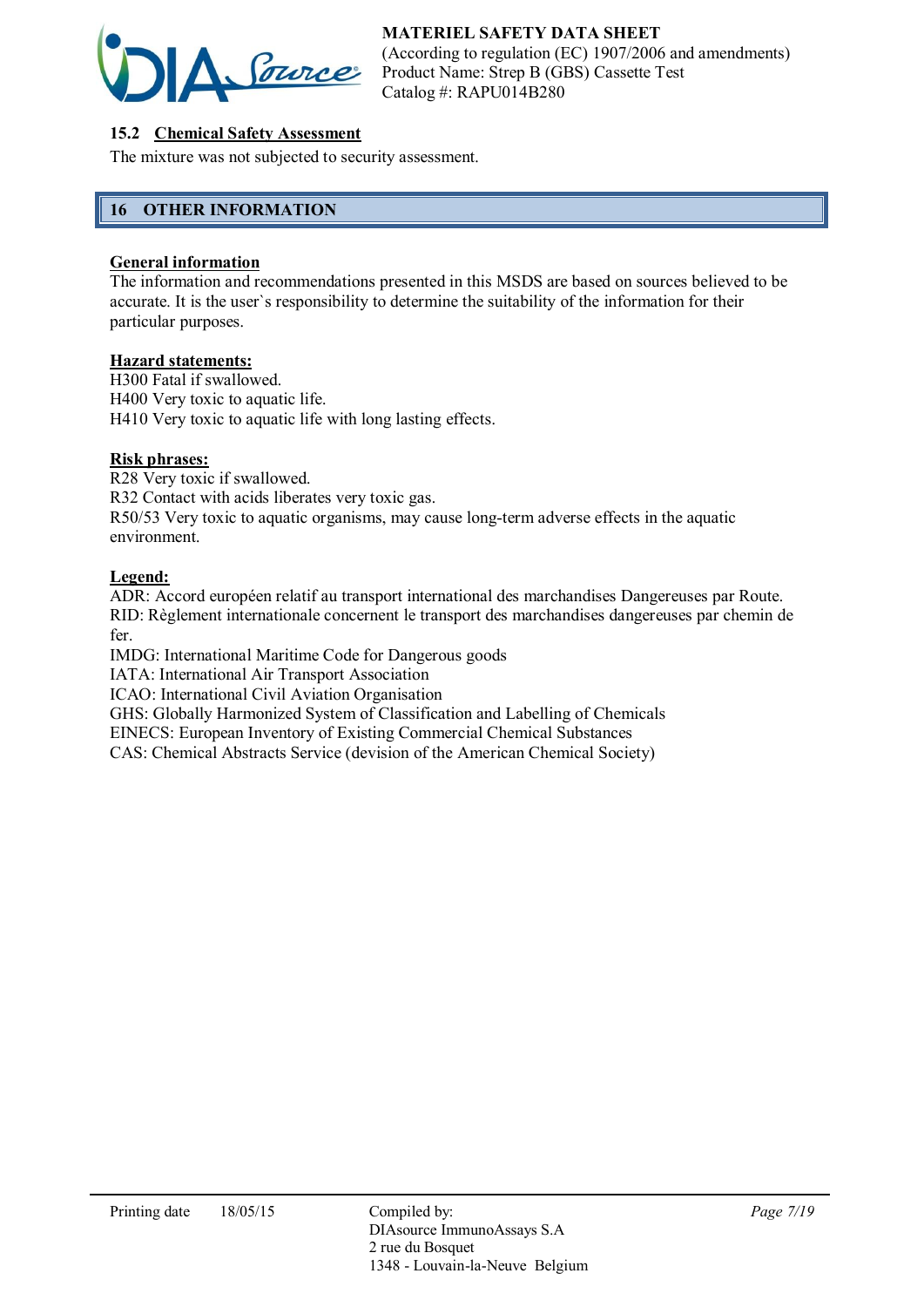### 15.2 Chemical Safety Assessment

The mixture was not subjected to security assessment.

## 16 OTHER INFORMATION

**General information**

The information and recommendations presented in this MSDS are based on sources believed to be accurate. It is the user`s responsibility to determine the suitability of the information for their particular purposes.

**Hazard statements:**

H300 Fatal if swallowed.
H400 Very toxic to aquatic life.
H410 Very toxic to aquatic life with long lasting effects.

**Risk phrases:**

R28 Very toxic if swallowed.
R32 Contact with acids liberates very toxic gas.
R50/53 Very toxic to aquatic organisms, may cause long-term adverse effects in the aquatic environment.

**Legend:**

ADR: Accord européen relatif au transport international des marchandises Dangereuses par Route.
RID: Règlement internationale concernent le transport des marchandises dangereuses par chemin de fer.
IMDG: International Maritime Code for Dangerous goods
IATA: International Air Transport Association
ICAO: International Civil Aviation Organisation
GHS: Globally Harmonized System of Classification and Labelling of Chemicals
EINECS: European Inventory of Existing Commercial Chemical Substances
CAS: Chemical Abstracts Service (devision of the American Chemical Society)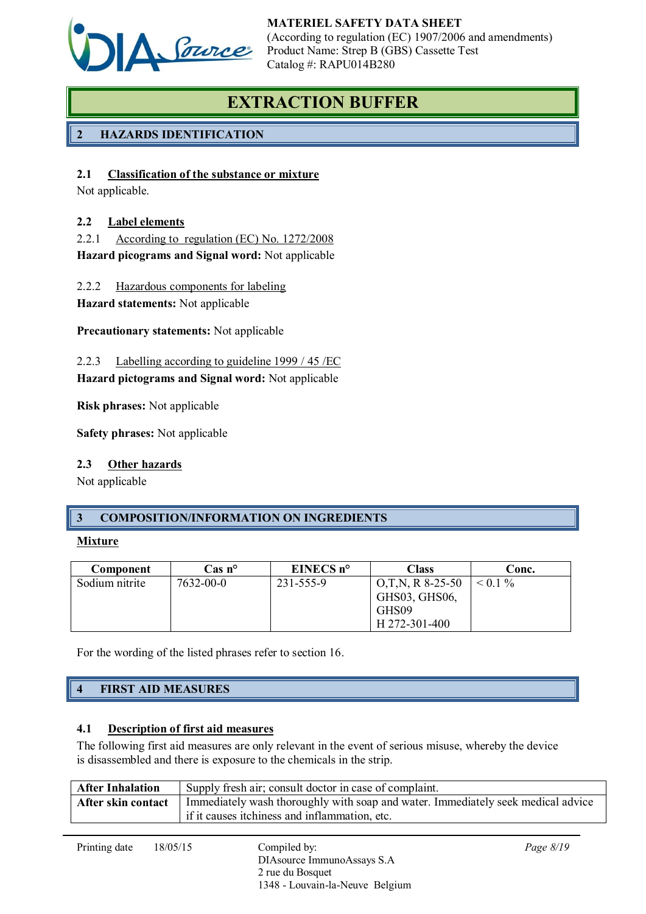# EXTRACTION BUFFER

## 2 HAZARDS IDENTIFICATION

### 2.1 Classification of the substance or mixture

Not applicable.

### 2.2 Label elements

2.2.1 According to regulation (EC) No. 1272/2008

**Hazard picograms and Signal word:** Not applicable

2.2.2 Hazardous components for labeling

**Hazard statements:** Not applicable

**Precautionary statements:** Not applicable

2.2.3 Labelling according to guideline 1999 / 45 /EC

**Hazard pictograms and Signal word:** Not applicable

**Risk phrases:** Not applicable

**Safety phrases:** Not applicable

### 2.3 Other hazards

Not applicable

## 3 COMPOSITION/INFORMATION ON INGREDIENTS

**Mixture**

| Component | Cas n° | EINECS n° | Class | Conc. |
|---|---|---|---|---|
| Sodium nitrite | 7632-00-0 | 231-555-9 | O,T,N, R 8-25-50 GHS03, GHS06, GHS09 H 272-301-400 | < 0.1 % |

For the wording of the listed phrases refer to section 16.

## 4 FIRST AID MEASURES

### 4.1 Description of first aid measures

The following first aid measures are only relevant in the event of serious misuse, whereby the device is disassembled and there is exposure to the chemicals in the strip.

| | |
|---|---|
| **After Inhalation** | Supply fresh air; consult doctor in case of complaint. |
| **After skin contact** | Immediately wash thoroughly with soap and water. Immediately seek medical advice if it causes itchiness and inflammation, etc. |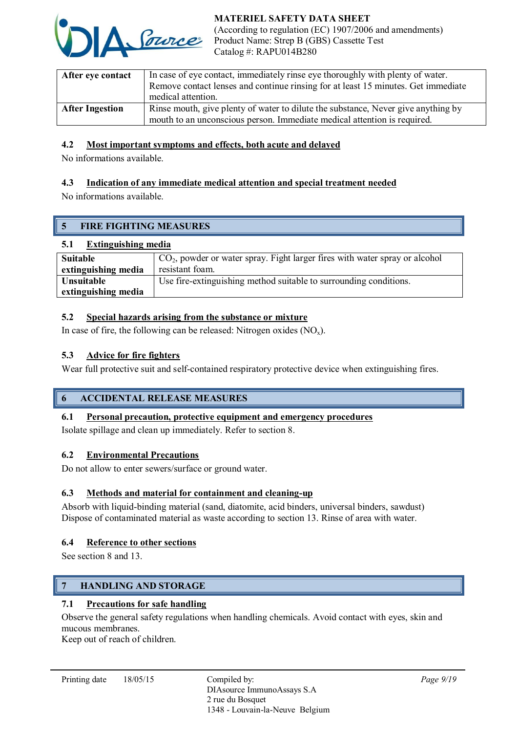| After eye contact | In case of eye contact, immediately rinse eye thoroughly with plenty of water. Remove contact lenses and continue rinsing for at least 15 minutes. Get immediate medical attention. |
|---|---|
| After Ingestion | Rinse mouth, give plenty of water to dilute the substance, Never give anything by mouth to an unconscious person. Immediate medical attention is required. |

### 4.2 Most important symptoms and effects, both acute and delayed

No informations available.

### 4.3 Indication of any immediate medical attention and special treatment needed

No informations available.

## 5 FIRE FIGHTING MEASURES

### 5.1 Extinguishing media

| Suitable extinguishing media | $CO_2$, powder or water spray. Fight larger fires with water spray or alcohol resistant foam. |
|---|---|
| Unsuitable extinguishing media | Use fire-extinguishing method suitable to surrounding conditions. |

### 5.2 Special hazards arising from the substance or mixture

In case of fire, the following can be released: Nitrogen oxides ($NO_x$).

### 5.3 Advice for fire fighters

Wear full protective suit and self-contained respiratory protective device when extinguishing fires.

## 6 ACCIDENTAL RELEASE MEASURES

### 6.1 Personal precaution, protective equipment and emergency procedures

Isolate spillage and clean up immediately. Refer to section 8.

### 6.2 Environmental Precautions

Do not allow to enter sewers/surface or ground water.

### 6.3 Methods and material for containment and cleaning-up

Absorb with liquid-binding material (sand, diatomite, acid binders, universal binders, sawdust)
Dispose of contaminated material as waste according to section 13. Rinse of area with water.

### 6.4 Reference to other sections

See section 8 and 13.

## 7 HANDLING AND STORAGE

### 7.1 Precautions for safe handling

Observe the general safety regulations when handling chemicals. Avoid contact with eyes, skin and mucous membranes.
Keep out of reach of children.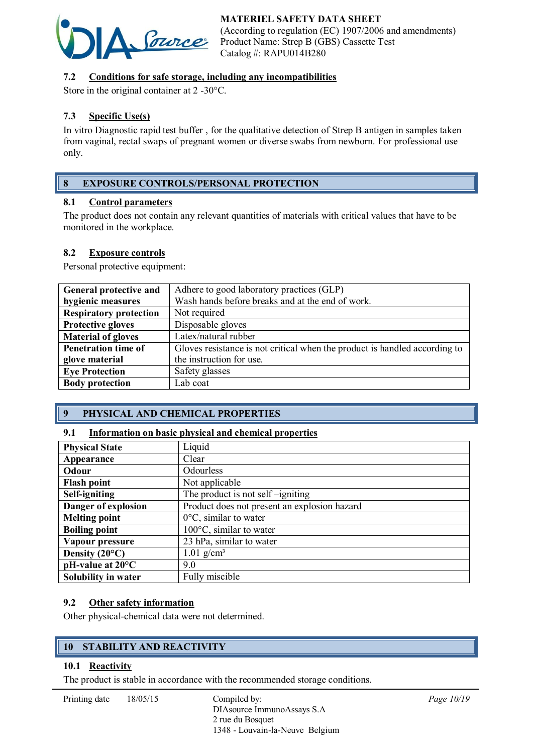### 7.2 Conditions for safe storage, including any incompatibilities

Store in the original container at 2 -30°C.

### 7.3 Specific Use(s)

In vitro Diagnostic rapid test buffer , for the qualitative detection of Strep B antigen in samples taken from vaginal, rectal swaps of pregnant women or diverse swabs from newborn. For professional use only.

## 8 EXPOSURE CONTROLS/PERSONAL PROTECTION

### 8.1 Control parameters

The product does not contain any relevant quantities of materials with critical values that have to be monitored in the workplace.

### 8.2 Exposure controls

Personal protective equipment:

| | |
|---|---|
| **General protective and hygienic measures** | Adhere to good laboratory practices (GLP)<br>Wash hands before breaks and at the end of work. |
| **Respiratory protection** | Not requiried |
| **Protective gloves** | Disposable gloves |
| **Material of gloves** | Latex/natural rubber |
| **Penetration time of glove material** | Gloves resistance is not critical when the product is handled according to the instruction for use. |
| **Eye Protection** | Safety glasses |
| **Body protection** | Lab coat |

## 9 PHYSICAL AND CHEMICAL PROPERTIES

### 9.1 Information on basic physical and chemical properties

| | |
|---|---|
| **Physical State** | Liquid |
| **Appearance** | Clear |
| **Odour** | Odourless |
| **Flash point** | Not applicable |
| **Self-igniting** | The product is not self –igniting |
| **Danger of explosion** | Product does not present an explosion hazard |
| **Melting point** | 0°C, similar to water |
| **Boiling point** | 100°C, similar to water |
| **Vapour pressure** | 23 hPa, similar to water |
| **Density (20°C)** | 1.01 g/cm³ |
| **pH-value at 20°C** | 9.0 |
| **Solubility in water** | Fully miscible |

### 9.2 Other safety information

Other physical-chemical data were not determined.

## 10 STABILITY AND REACTIVITY

### 10.1 Reactivity

The product is stable in accordance with the recommended storage conditions.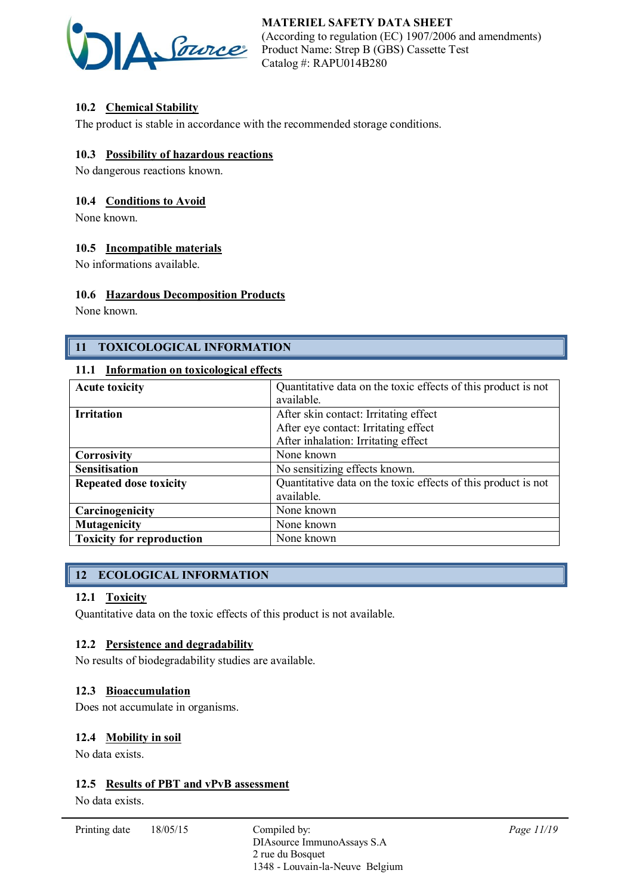### 10.2 Chemical Stability

The product is stable in accordance with the recommended storage conditions.

### 10.3 Possibility of hazardous reactions

No dangerous reactions known.

### 10.4 Conditions to Avoid

None known.

### 10.5 Incompatible materials

No informations available.

### 10.6 Hazardous Decomposition Products

None known.

## 11 TOXICOLOGICAL INFORMATION

### 11.1 Information on toxicological effects

| **Acute toxicity** | Quantitative data on the toxic effects of this product is not available. |
|---|---|
| **Irritation** | After skin contact: Irritating effect<br>After eye contact: Irritating effect<br>After inhalation: Irritating effect |
| **Corrosivity** | None known |
| **Sensitisation** | No sensitizing effects known. |
| **Repeated dose toxicity** | Quantitative data on the toxic effects of this product is not available. |
| **Carcinogenicity** | None known |
| **Mutagenicity** | None known |
| **Toxicity for reproduction** | None known |

## 12 ECOLOGICAL INFORMATION

### 12.1 Toxicity

Quantitative data on the toxic effects of this product is not available.

### 12.2 Persistence and degradability

No results of biodegradability studies are available.

### 12.3 Bioaccumulation

Does not accumulate in organisms.

### 12.4 Mobility in soil

No data exists.

### 12.5 Results of PBT and vPvB assessment

No data exists.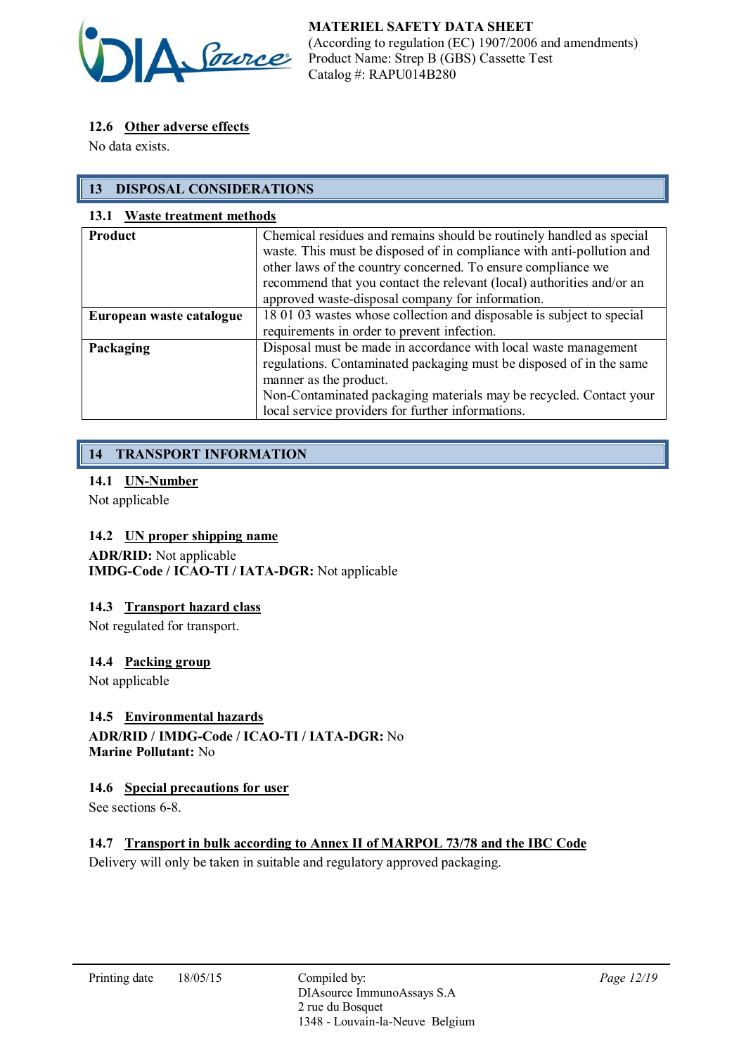### 12.6 Other adverse effects

No data exists.

## 13 DISPOSAL CONSIDERATIONS

### 13.1 Waste treatment methods

| | |
|---|---|
| **Product** | Chemical residues and remains should be routinely handled as special waste. This must be disposed of in compliance with anti-pollution and other laws of the country concerned. To ensure compliance we recommend that you contact the relevant (local) authorities and/or an approved waste-disposal company for information. |
| **European waste catalogue** | 18 01 03 wastes whose collection and disposable is subject to special requirements in order to prevent infection. |
| **Packaging** | Disposal must be made in accordance with local waste management regulations. Contaminated packaging must be disposed of in the same manner as the product.<br>Non-Contaminated packaging materials may be recycled. Contact your local service providers for further informations. |

## 14 TRANSPORT INFORMATION

### 14.1 UN-Number

Not applicable

### 14.2 UN proper shipping name

**ADR/RID:** Not applicable
**IMDG-Code / ICAO-TI / IATA-DGR:** Not applicable

### 14.3 Transport hazard class

Not regulated for transport.

### 14.4 Packing group

Not applicable

### 14.5 Environmental hazards

**ADR/RID / IMDG-Code / ICAO-TI / IATA-DGR:** No
**Marine Pollutant:** No

### 14.6 Special precautions for user

See sections 6-8.

### 14.7 Transport in bulk according to Annex II of MARPOL 73/78 and the IBC Code

Delivery will only be taken in suitable and regulatory approved packaging.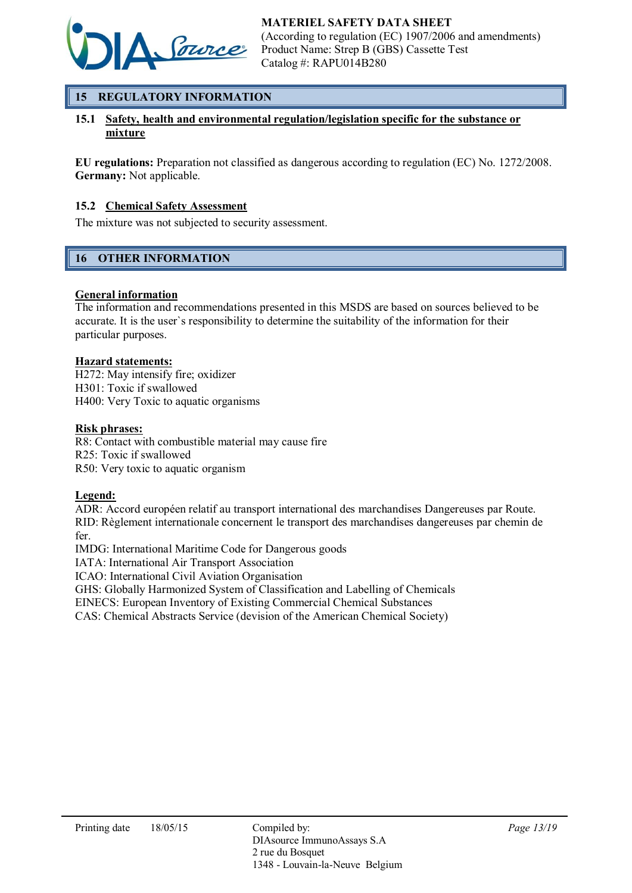## 15 REGULATORY INFORMATION

### 15.1 Safety, health and environmental regulation/legislation specific for the substance or mixture

**EU regulations:** Preparation not classified as dangerous according to regulation (EC) No. 1272/2008.
**Germany:** Not applicable.

### 15.2 Chemical Safety Assessment

The mixture was not subjected to security assessment.

## 16 OTHER INFORMATION

**General information**
The information and recommendations presented in this MSDS are based on sources believed to be accurate. It is the user`s responsibility to determine the suitability of the information for their particular purposes.

**Hazard statements:**
H272: May intensify fire; oxidizer
H301: Toxic if swallowed
H400: Very Toxic to aquatic organisms

**Risk phrases:**
R8: Contact with combustible material may cause fire
R25: Toxic if swallowed
R50: Very toxic to aquatic organism

**Legend:**
ADR: Accord européen relatif au transport international des marchandises Dangereuses par Route.
RID: Règlement internationale concernent le transport des marchandises dangereuses par chemin de fer.
IMDG: International Maritime Code for Dangerous goods
IATA: International Air Transport Association
ICAO: International Civil Aviation Organisation
GHS: Globally Harmonized System of Classification and Labelling of Chemicals
EINECS: European Inventory of Existing Commercial Chemical Substances
CAS: Chemical Abstracts Service (devision of the American Chemical Society)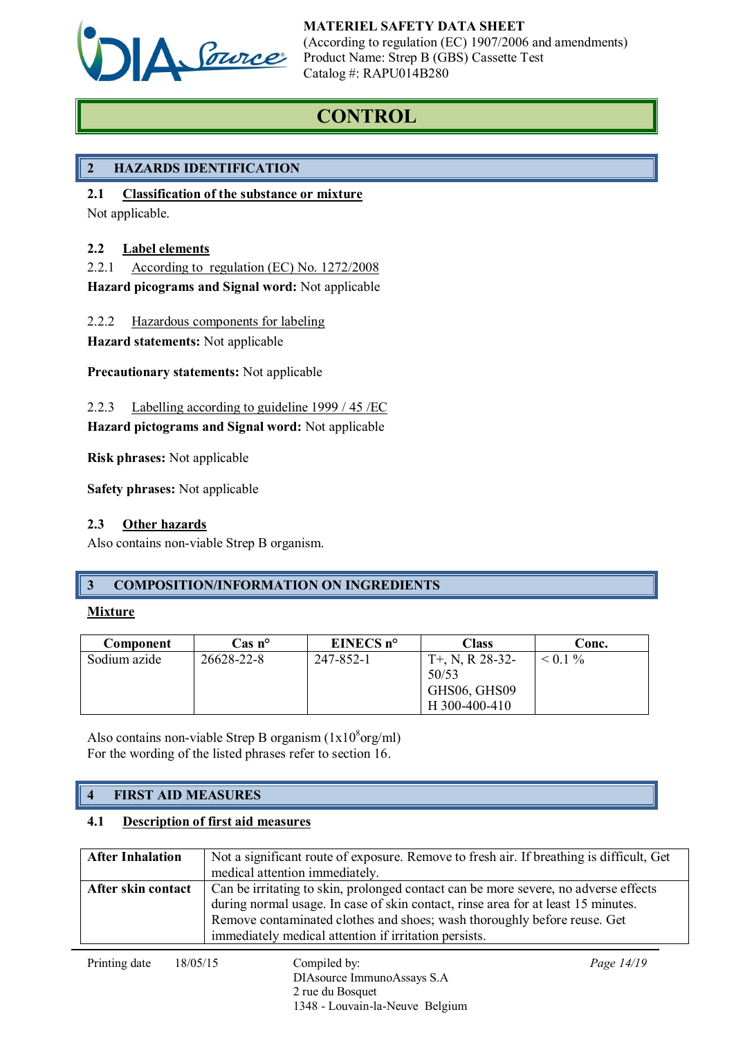MATERIEL SAFETY DATA SHEET
(According to regulation (EC) 1907/2006 and amendments)
Product Name: Strep B (GBS) Cassette Test
Catalog #: RAPU014B280

# CONTROL

## 2 HAZARDS IDENTIFICATION

### 2.1 Classification of the substance or mixture

Not applicable.

### 2.2 Label elements

2.2.1 According to regulation (EC) No. 1272/2008

**Hazard picograms and Signal word:** Not applicable

2.2.2 Hazardous components for labeling

**Hazard statements:** Not applicable

**Precautionary statements:** Not applicable

2.2.3 Labelling according to guideline 1999 / 45 /EC

**Hazard pictograms and Signal word:** Not applicable

**Risk phrases:** Not applicable

**Safety phrases:** Not applicable

### 2.3 Other hazards

Also contains non-viable Strep B organism.

## 3 COMPOSITION/INFORMATION ON INGREDIENTS

**Mixture**

| Component | Cas n° | EINECS n° | Class | Conc. |
|---|---|---|---|---|
| Sodium azide | 26628-22-8 | 247-852-1 | T+, N, R 28-32-50/53<br>GHS06, GHS09<br>H 300-400-410 | < 0.1 % |

Also contains non-viable Strep B organism ($1x10^8$org/ml)
For the wording of the listed phrases refer to section 16.

## 4 FIRST AID MEASURES

### 4.1 Description of first aid measures

| | |
|---|---|
| **After Inhalation** | Not a significant route of exposure. Remove to fresh air. If breathing is difficult, Get medical attention immediately. |
| **After skin contact** | Can be irritating to skin, prolonged contact can be more severe, no adverse effects during normal usage. In case of skin contact, rinse area for at least 15 minutes. Remove contaminated clothes and shoes; wash thoroughly before reuse. Get immediately medical attention if irritation persists. |

Printing date 18/05/15

Compiled by:
DIAsource ImmunoAssays S.A
2 rue du Bosquet
1348 - Louvain-la-Neuve Belgium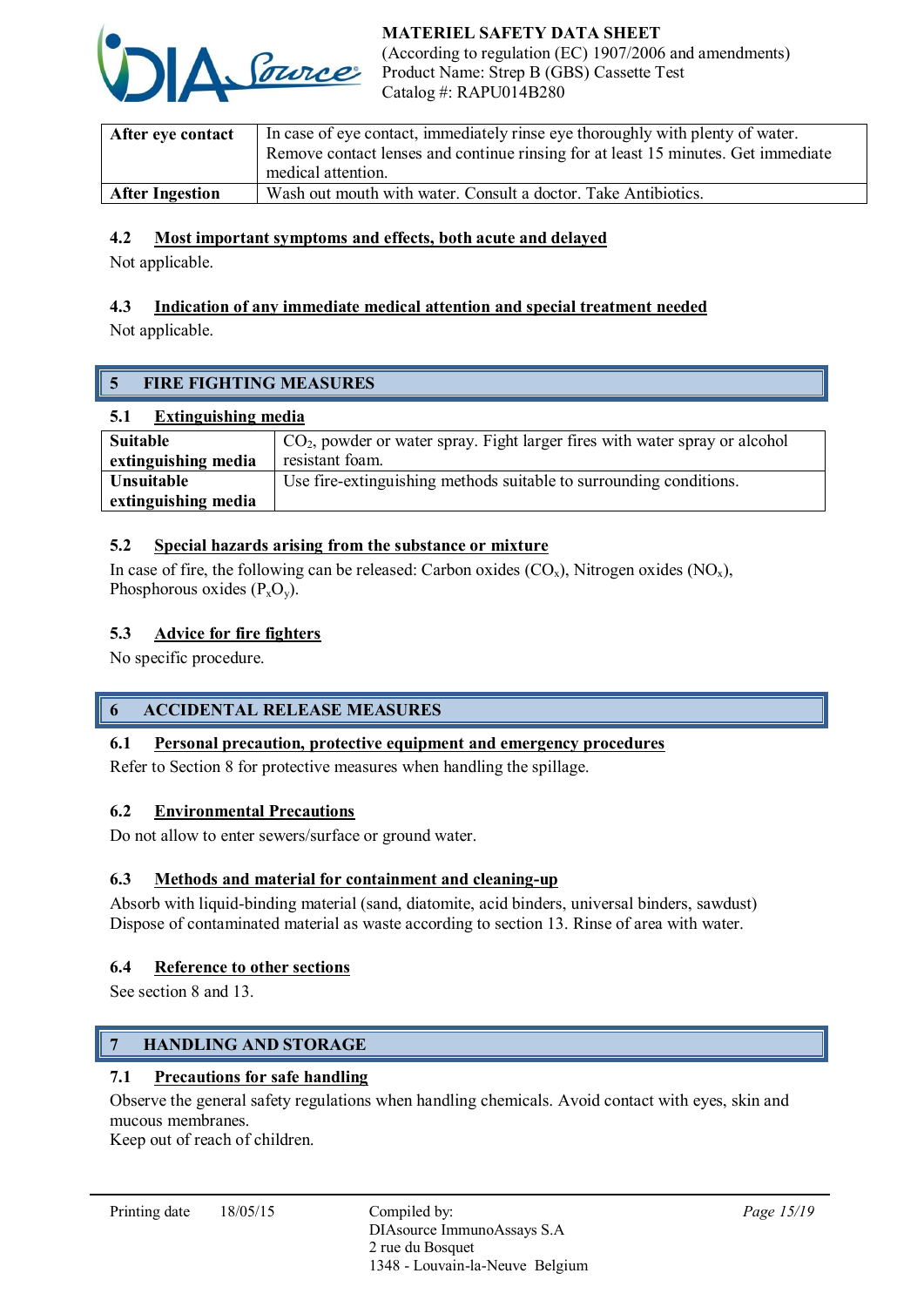| After eye contact | In case of eye contact, immediately rinse eye thoroughly with plenty of water. Remove contact lenses and continue rinsing for at least 15 minutes. Get immediate medical attention. |
|---|---|
| After Ingestion | Wash out mouth with water. Consult a doctor. Take Antibiotics. |

### 4.2 Most important symptoms and effects, both acute and delayed

Not applicable.

### 4.3 Indication of any immediate medical attention and special treatment needed

Not applicable.

## 5 FIRE FIGHTING MEASURES

### 5.1 Extinguishing media

| Suitable extinguishing media | $CO_2$, powder or water spray. Fight larger fires with water spray or alcohol resistant foam. |
|---|---|
| Unsuitable extinguishing media | Use fire-extinguishing methods suitable to surrounding conditions. |

### 5.2 Special hazards arising from the substance or mixture

In case of fire, the following can be released: Carbon oxides ($CO_x$), Nitrogen oxides ($NO_x$), Phosphorous oxides ($P_xO_y$).

### 5.3 Advice for fire fighters

No specific procedure.

## 6 ACCIDENTAL RELEASE MEASURES

### 6.1 Personal precaution, protective equipment and emergency procedures

Refer to Section 8 for protective measures when handling the spillage.

### 6.2 Environmental Precautions

Do not allow to enter sewers/surface or ground water.

### 6.3 Methods and material for containment and cleaning-up

Absorb with liquid-binding material (sand, diatomite, acid binders, universal binders, sawdust)
Dispose of contaminated material as waste according to section 13. Rinse of area with water.

### 6.4 Reference to other sections

See section 8 and 13.

## 7 HANDLING AND STORAGE

### 7.1 Precautions for safe handling

Observe the general safety regulations when handling chemicals. Avoid contact with eyes, skin and mucous membranes.
Keep out of reach of children.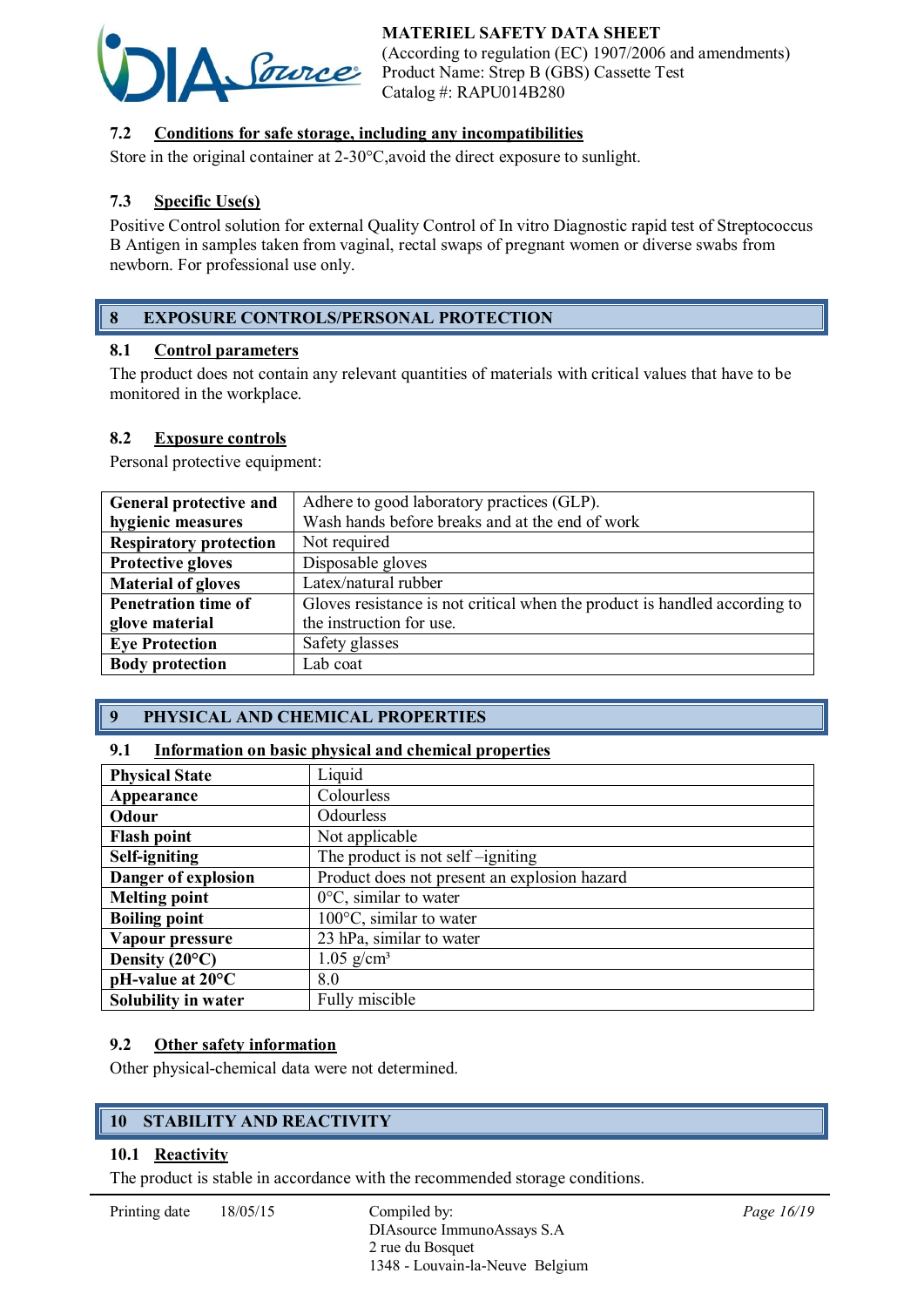### 7.2 Conditions for safe storage, including any incompatibilities

Store in the original container at 2-30°C,avoid the direct exposure to sunlight.

### 7.3 Specific Use(s)

Positive Control solution for external Quality Control of In vitro Diagnostic rapid test of Streptococcus B Antigen in samples taken from vaginal, rectal swaps of pregnant women or diverse swabs from newborn. For professional use only.

## 8 EXPOSURE CONTROLS/PERSONAL PROTECTION

### 8.1 Control parameters

The product does not contain any relevant quantities of materials with critical values that have to be monitored in the workplace.

### 8.2 Exposure controls

Personal protective equipment:

| | |
|---|---|
| **General protective and hygienic measures** | Adhere to good laboratory practices (GLP). Wash hands before breaks and at the end of work |
| **Respiratory protection** | Not required |
| **Protective gloves** | Disposable gloves |
| **Material of gloves** | Latex/natural rubber |
| **Penetration time of glove material** | Gloves resistance is not critical when the product is handled according to the instruction for use. |
| **Eye Protection** | Safety glasses |
| **Body protection** | Lab coat |

## 9 PHYSICAL AND CHEMICAL PROPERTIES

### 9.1 Information on basic physical and chemical properties

| | |
|---|---|
| **Physical State** | Liquid |
| **Appearance** | Colourless |
| **Odour** | Odourless |
| **Flash point** | Not applicable |
| **Self-igniting** | The product is not self –igniting |
| **Danger of explosion** | Product does not present an explosion hazard |
| **Melting point** | 0°C, similar to water |
| **Boiling point** | 100°C, similar to water |
| **Vapour pressure** | 23 hPa, similar to water |
| **Density (20°C)** | 1.05 g/cm³ |
| **pH-value at 20°C** | 8.0 |
| **Solubility in water** | Fully miscible |

### 9.2 Other safety information

Other physical-chemical data were not determined.

## 10 STABILITY AND REACTIVITY

### 10.1 Reactivity

The product is stable in accordance with the recommended storage conditions.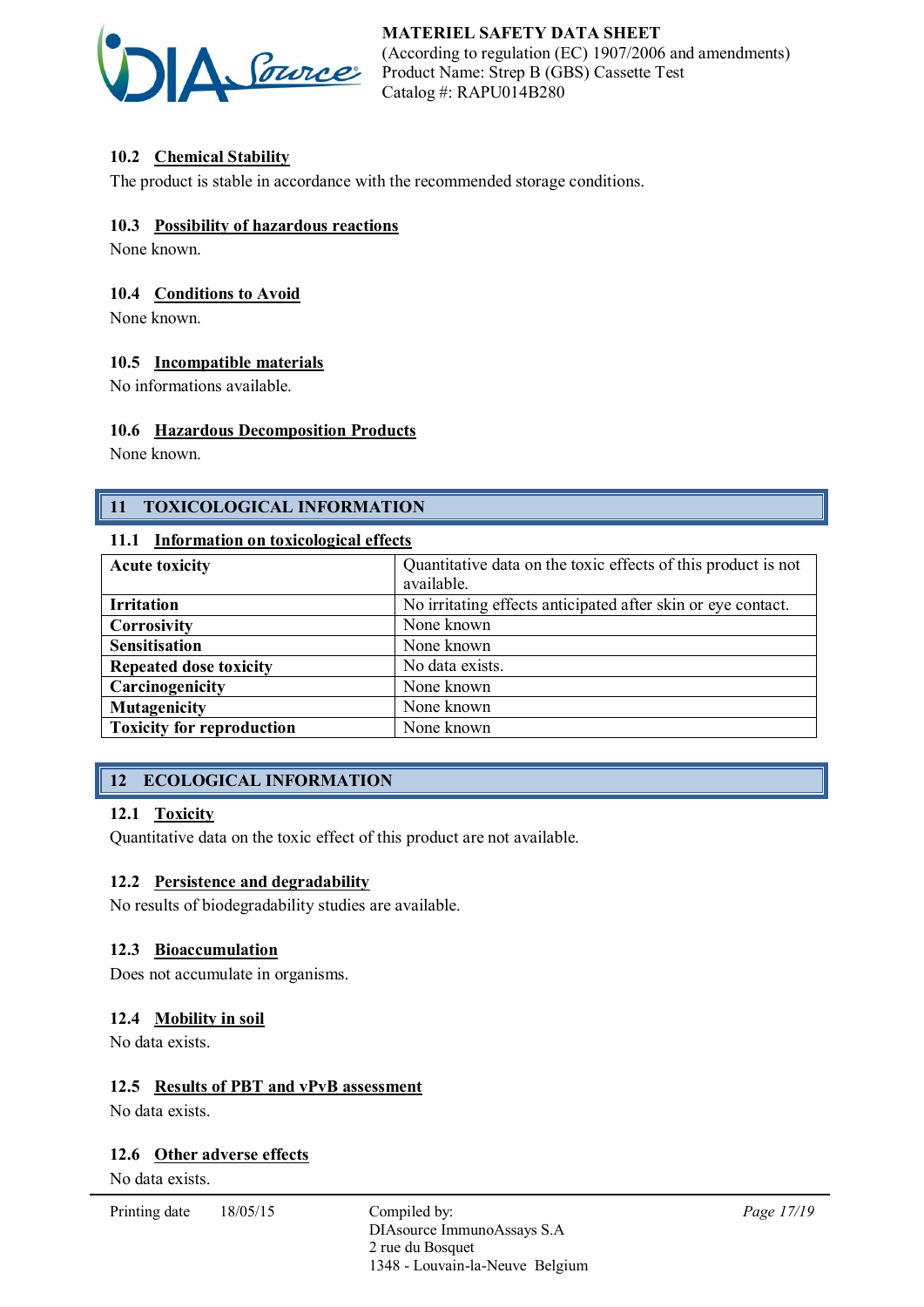### 10.2 Chemical Stability

The product is stable in accordance with the recommended storage conditions.

### 10.3 Possibility of hazardous reactions

None known.

### 10.4 Conditions to Avoid

None known.

### 10.5 Incompatible materials

No informations available.

### 10.6 Hazardous Decomposition Products

None known.

## 11 TOXICOLOGICAL INFORMATION

### 11.1 Information on toxicological effects

| | |
|---|---|
| **Acute toxicity** | Quantitative data on the toxic effects of this product is not available. |
| **Irritation** | No irritating effects anticipated after skin or eye contact. |
| **Corrosivity** | None known |
| **Sensitisation** | None known |
| **Repeated dose toxicity** | No data exists. |
| **Carcinogenicity** | None known |
| **Mutagenicity** | None known |
| **Toxicity for reproduction** | None known |

## 12 ECOLOGICAL INFORMATION

### 12.1 Toxicity

Quantitative data on the toxic effect of this product are not available.

### 12.2 Persistence and degradability

No results of biodegradability studies are available.

### 12.3 Bioaccumulation

Does not accumulate in organisms.

### 12.4 Mobility in soil

No data exists.

### 12.5 Results of PBT and vPvB assessment

No data exists.

### 12.6 Other adverse effects

No data exists.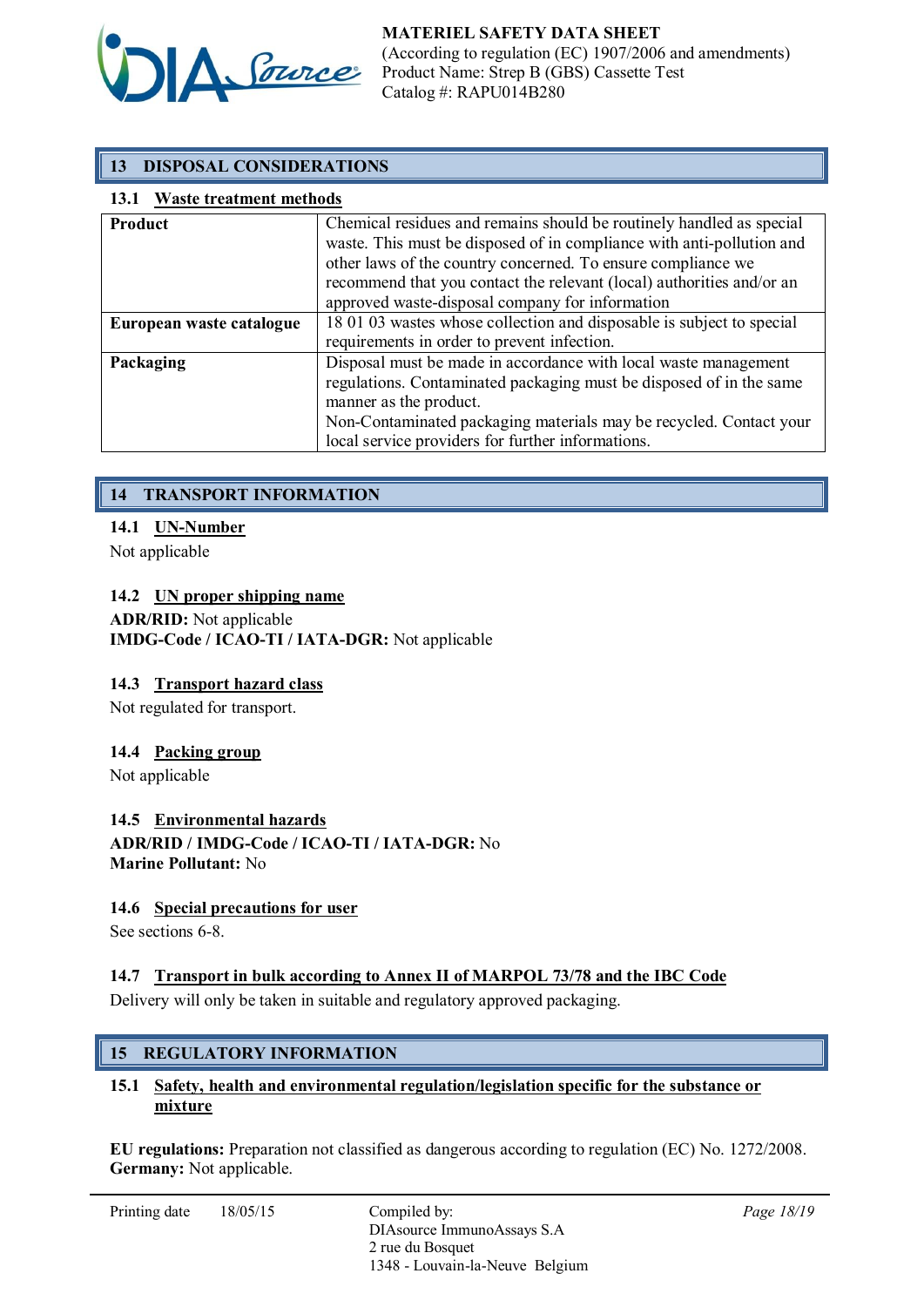## 13 DISPOSAL CONSIDERATIONS

### 13.1 Waste treatment methods

| | |
|---|---|
| **Product** | Chemical residues and remains should be routinely handled as special waste. This must be disposed of in compliance with anti-pollution and other laws of the country concerned. To ensure compliance we recommend that you contact the relevant (local) authorities and/or an approved waste-disposal company for information |
| **European waste catalogue** | 18 01 03 wastes whose collection and disposable is subject to special requirements in order to prevent infection. |
| **Packaging** | Disposal must be made in accordance with local waste management regulations. Contaminated packaging must be disposed of in the same manner as the product. Non-Contaminated packaging materials may be recycled. Contact your local service providers for further informations. |

## 14 TRANSPORT INFORMATION

### 14.1 UN-Number

Not applicable

### 14.2 UN proper shipping name

**ADR/RID:** Not applicable
**IMDG-Code / ICAO-TI / IATA-DGR:** Not applicable

### 14.3 Transport hazard class

Not regulated for transport.

### 14.4 Packing group

Not applicable

### 14.5 Environmental hazards

**ADR/RID / IMDG-Code / ICAO-TI / IATA-DGR:** No
**Marine Pollutant:** No

### 14.6 Special precautions for user

See sections 6-8.

### 14.7 Transport in bulk according to Annex II of MARPOL 73/78 and the IBC Code

Delivery will only be taken in suitable and regulatory approved packaging.

## 15 REGULATORY INFORMATION

### 15.1 Safety, health and environmental regulation/legislation specific for the substance or mixture

**EU regulations:** Preparation not classified as dangerous according to regulation (EC) No. 1272/2008.
**Germany:** Not applicable.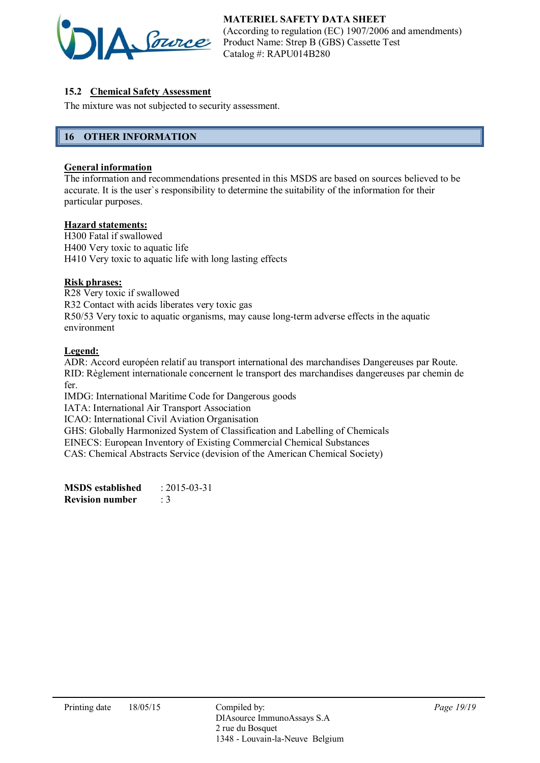### 15.2 Chemical Safety Assessment

The mixture was not subjected to security assessment.

## 16 OTHER INFORMATION

**General information**

The information and recommendations presented in this MSDS are based on sources believed to be accurate. It is the user`s responsibility to determine the suitability of the information for their particular purposes.

**Hazard statements:**

H300 Fatal if swallowed
H400 Very toxic to aquatic life
H410 Very toxic to aquatic life with long lasting effects

**Risk phrases:**

R28 Very toxic if swallowed
R32 Contact with acids liberates very toxic gas
R50/53 Very toxic to aquatic organisms, may cause long-term adverse effects in the aquatic environment

**Legend:**

ADR: Accord européen relatif au transport international des marchandises Dangereuses par Route.
RID: Règlement internationale concernent le transport des marchandises dangereuses par chemin de fer.
IMDG: International Maritime Code for Dangerous goods
IATA: International Air Transport Association
ICAO: International Civil Aviation Organisation
GHS: Globally Harmonized System of Classification and Labelling of Chemicals
EINECS: European Inventory of Existing Commercial Chemical Substances
CAS: Chemical Abstracts Service (devision of the American Chemical Society)

**MSDS established** : 2015-03-31
**Revision number** : 3